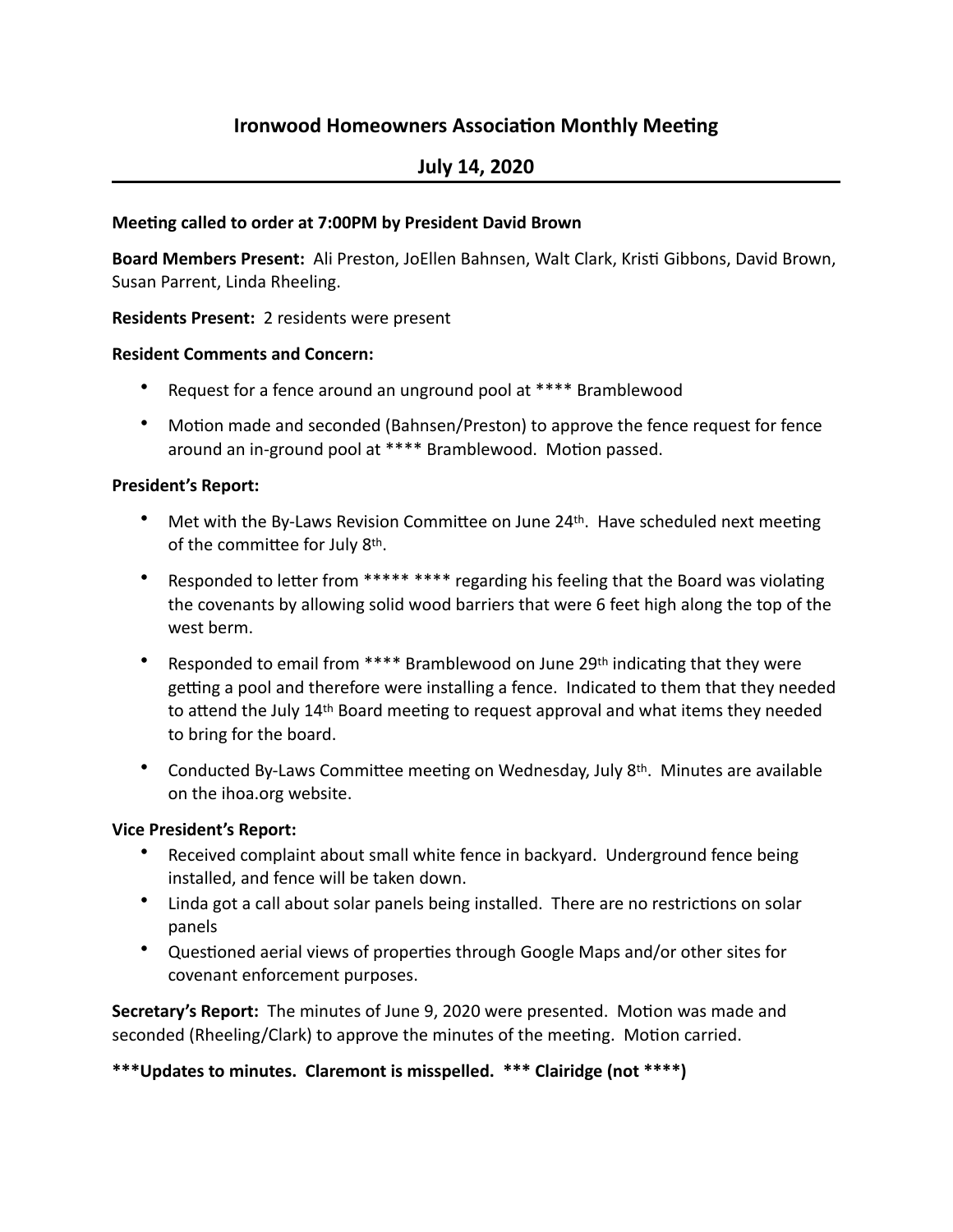# Ironwood Homeowners Association Monthly Meeting

## July 14, 2020

**Meeting called to order at 7:00PM by President David Brown**

**Board Members Present:** Ali Preston, JoEllen Bahnsen, Walt Clark, Kristi Gibbons, David Brown, Susan Parrent, Linda Rheeling.

**Residents Present:** 2 residents were present

**Resident Comments and Concern:**

- Request for a fence around an unground pool at **** Bramblewood
- Motion made and seconded (Bahnsen/Preston) to approve the fence request for fence around an in-ground pool at **** Bramblewood. Motion passed.

**President's Report:**

- Met with the By-Laws Revision Committee on June 24th. Have scheduled next meeting of the committee for July 8th.
- Responded to letter from ***** **** regarding his feeling that the Board was violating the covenants by allowing solid wood barriers that were 6 feet high along the top of the west berm.
- Responded to email from **** Bramblewood on June 29th indicating that they were getting a pool and therefore were installing a fence. Indicated to them that they needed to attend the July 14th Board meeting to request approval and what items they needed to bring for the board.
- Conducted By-Laws Committee meeting on Wednesday, July 8th. Minutes are available on the ihoa.org website.

**Vice President's Report:**

- Received complaint about small white fence in backyard. Underground fence being installed, and fence will be taken down.
- Linda got a call about solar panels being installed. There are no restrictions on solar panels
- Questioned aerial views of properties through Google Maps and/or other sites for covenant enforcement purposes.

**Secretary's Report:** The minutes of June 9, 2020 were presented. Motion was made and seconded (Rheeling/Clark) to approve the minutes of the meeting. Motion carried.

**\*\*\*Updates to minutes. Claremont is misspelled. \*\*\* Clairidge (not \*\*\*\*)**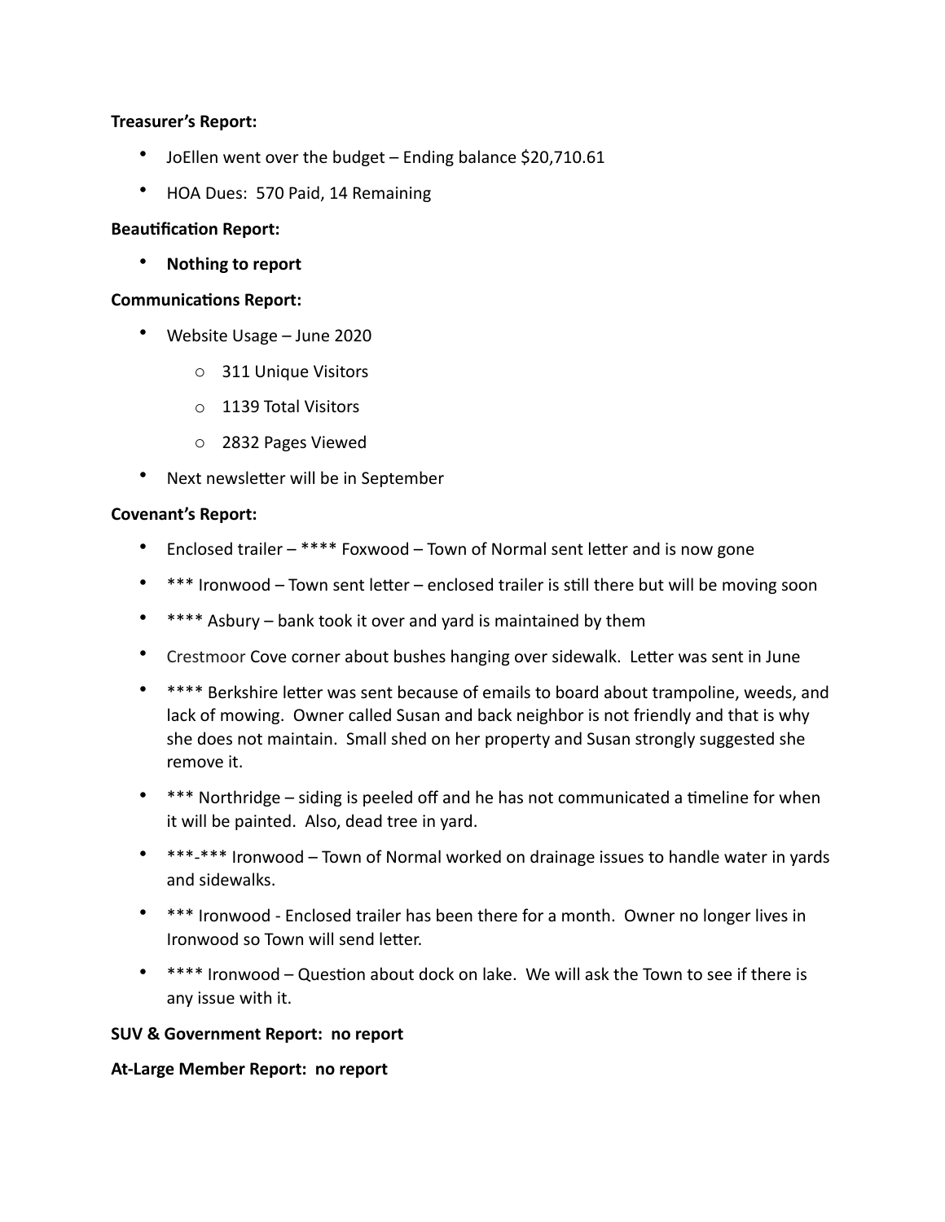**Treasurer's Report:**

- JoEllen went over the budget – Ending balance $20,710.61
- HOA Dues: 570 Paid, 14 Remaining

**Beautification Report:**

- **Nothing to report**

**Communications Report:**

- Website Usage – June 2020
  - 311 Unique Visitors
  - 1139 Total Visitors
  - 2832 Pages Viewed
- Next newsletter will be in September

**Covenant's Report:**

- Enclosed trailer – **** Foxwood – Town of Normal sent letter and is now gone
- *** Ironwood – Town sent letter – enclosed trailer is still there but will be moving soon
- **** Asbury – bank took it over and yard is maintained by them
- Crestmoor Cove corner about bushes hanging over sidewalk. Letter was sent in June
- **** Berkshire letter was sent because of emails to board about trampoline, weeds, and lack of mowing. Owner called Susan and back neighbor is not friendly and that is why she does not maintain. Small shed on her property and Susan strongly suggested she remove it.
- *** Northridge – siding is peeled off and he has not communicated a timeline for when it will be painted. Also, dead tree in yard.
- ***-*** Ironwood – Town of Normal worked on drainage issues to handle water in yards and sidewalks.
- *** Ironwood - Enclosed trailer has been there for a month. Owner no longer lives in Ironwood so Town will send letter.
- **** Ironwood – Question about dock on lake. We will ask the Town to see if there is any issue with it.

**SUV & Government Report: no report**

**At-Large Member Report: no report**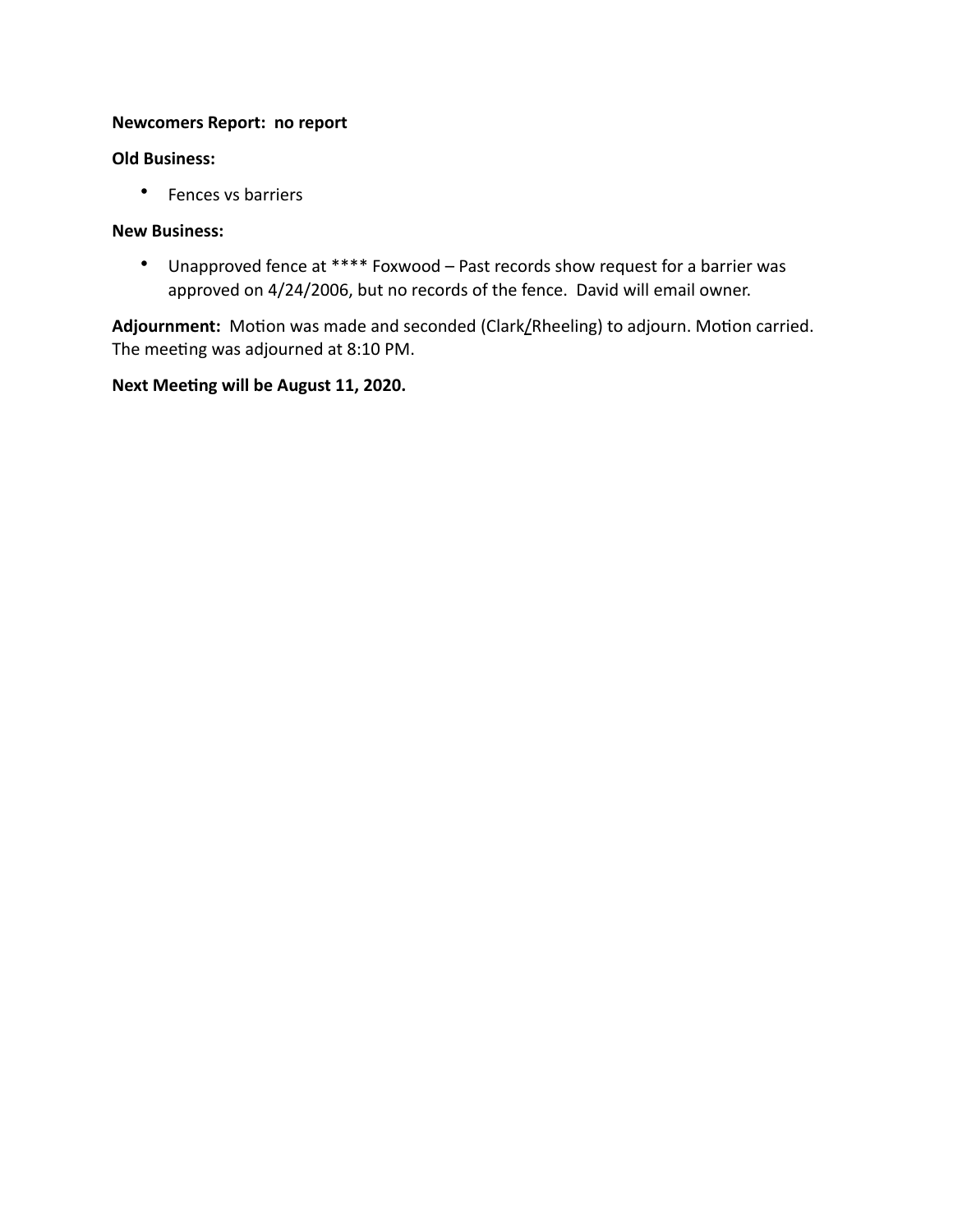**Newcomers Report: no report**

**Old Business:**

- Fences vs barriers

**New Business:**

- Unapproved fence at **** Foxwood – Past records show request for a barrier was approved on 4/24/2006, but no records of the fence. David will email owner.

**Adjournment:** Motion was made and seconded (Clark/Rheeling) to adjourn. Motion carried. The meeting was adjourned at 8:10 PM.

**Next Meeting will be August 11, 2020.**